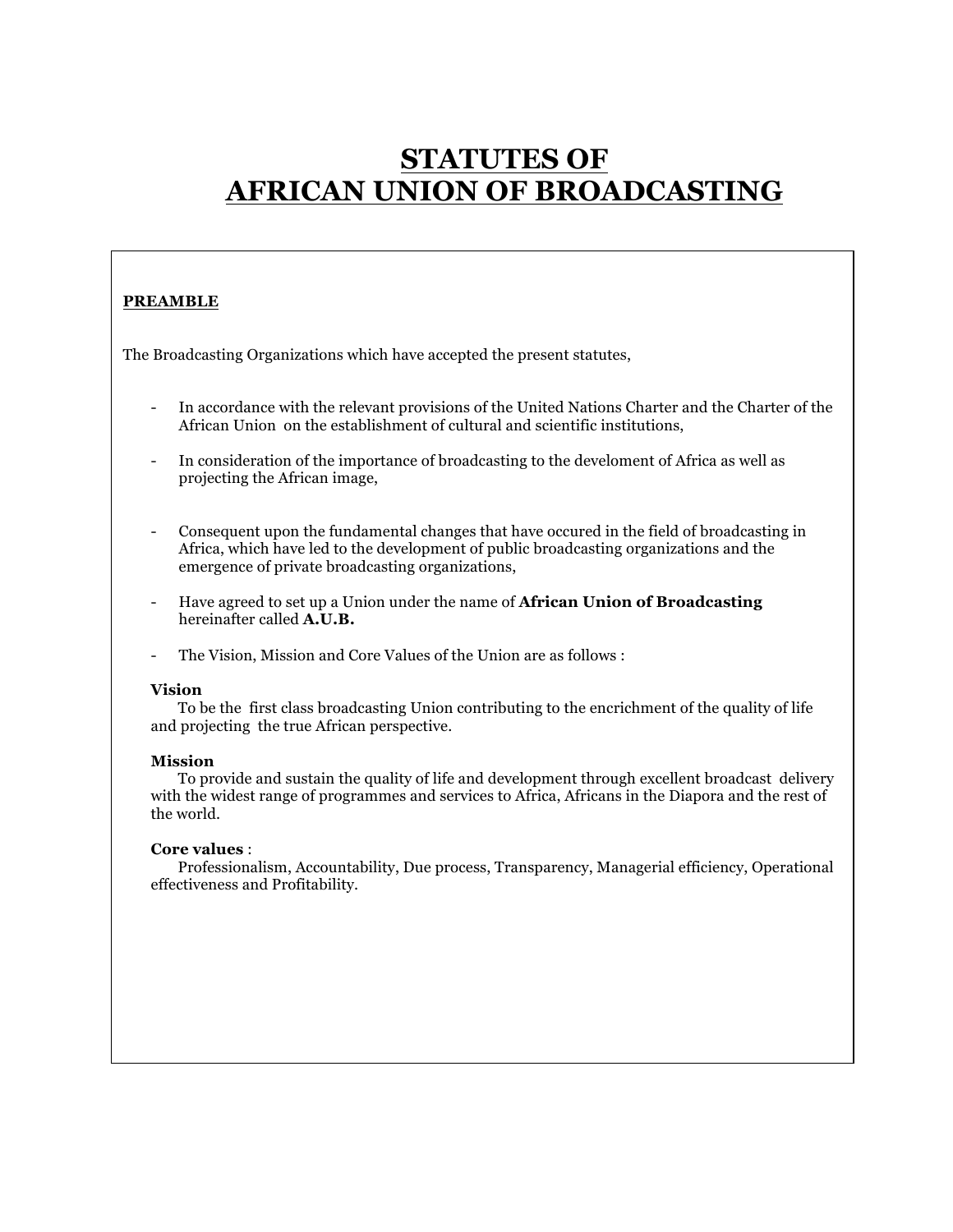# STATUTES OF
# AFRICAN UNION OF BROADCASTING

**PREAMBLE**

The Broadcasting Organizations which have accepted the present statutes,

- In accordance with the relevant provisions of the United Nations Charter and the Charter of the African Union on the establishment of cultural and scientific institutions,

- In consideration of the importance of broadcasting to the develoment of Africa as well as projecting the African image,

- Consequent upon the fundamental changes that have occured in the field of broadcasting in Africa, which have led to the development of public broadcasting organizations and the emergence of private broadcasting organizations,

- Have agreed to set up a Union under the name of **African Union of Broadcasting** hereinafter called **A.U.B.**

- The Vision, Mission and Core Values of the Union are as follows :

**Vision**

To be the first class broadcasting Union contributing to the encrichment of the quality of life and projecting the true African perspective.

**Mission**

To provide and sustain the quality of life and development through excellent broadcast delivery with the widest range of programmes and services to Africa, Africans in the Diapora and the rest of the world.

**Core values** :

Professionalism, Accountability, Due process, Transparency, Managerial efficiency, Operational effectiveness and Profitability.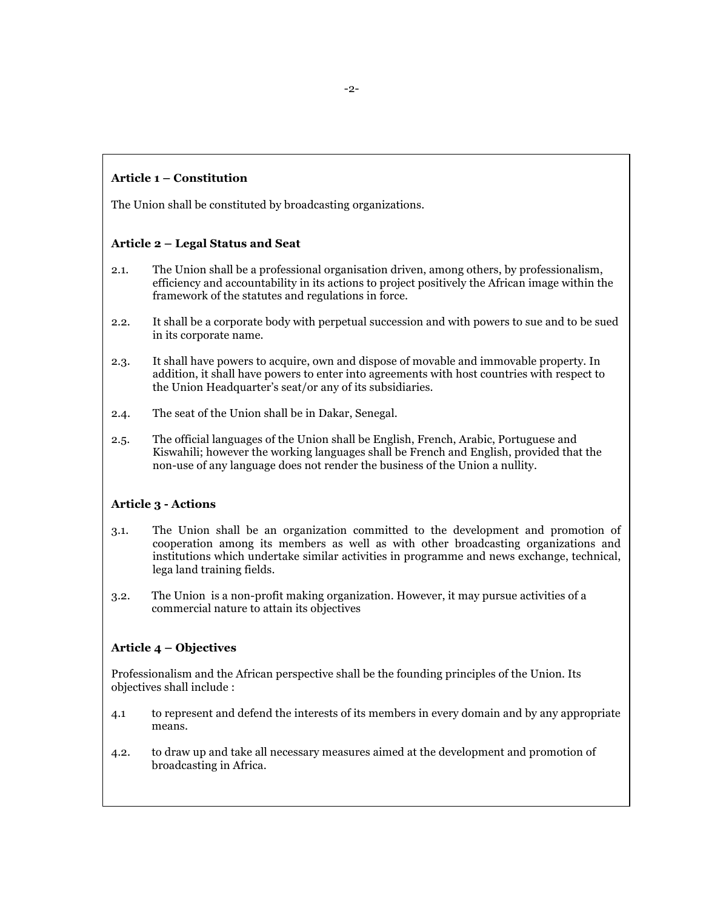**Article 1 – Constitution**

The Union shall be constituted by broadcasting organizations.

**Article 2 – Legal Status and Seat**

2.1. The Union shall be a professional organisation driven, among others, by professionalism, efficiency and accountability in its actions to project positively the African image within the framework of the statutes and regulations in force.

2.2. It shall be a corporate body with perpetual succession and with powers to sue and to be sued in its corporate name.

2.3. It shall have powers to acquire, own and dispose of movable and immovable property. In addition, it shall have powers to enter into agreements with host countries with respect to the Union Headquarter's seat/or any of its subsidiaries.

2.4. The seat of the Union shall be in Dakar, Senegal.

2.5. The official languages of the Union shall be English, French, Arabic, Portuguese and Kiswahili; however the working languages shall be French and English, provided that the non-use of any language does not render the business of the Union a nullity.

**Article 3 - Actions**

3.1. The Union shall be an organization committed to the development and promotion of cooperation among its members as well as with other broadcasting organizations and institutions which undertake similar activities in programme and news exchange, technical, lega land training fields.

3.2. The Union is a non-profit making organization. However, it may pursue activities of a commercial nature to attain its objectives

**Article 4 – Objectives**

Professionalism and the African perspective shall be the founding principles of the Union. Its objectives shall include :

4.1 to represent and defend the interests of its members in every domain and by any appropriate means.

4.2. to draw up and take all necessary measures aimed at the development and promotion of broadcasting in Africa.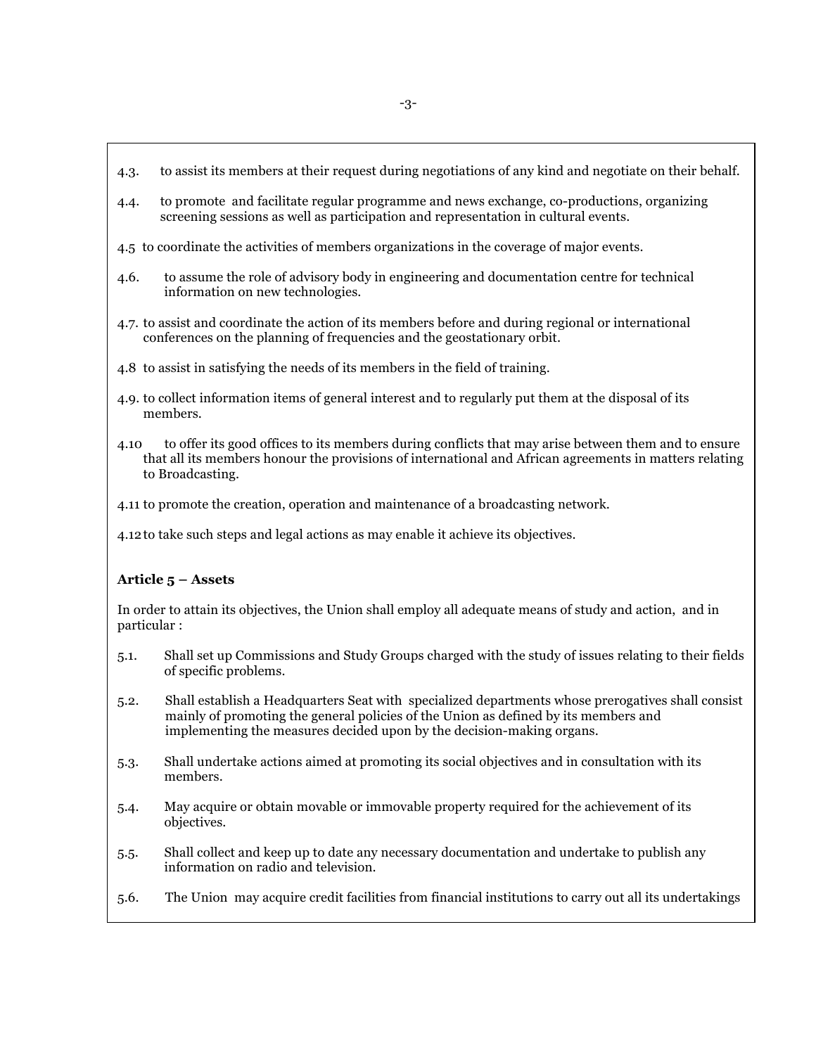4.3. to assist its members at their request during negotiations of any kind and negotiate on their behalf.

4.4. to promote and facilitate regular programme and news exchange, co-productions, organizing screening sessions as well as participation and representation in cultural events.

4.5 to coordinate the activities of members organizations in the coverage of major events.

4.6. to assume the role of advisory body in engineering and documentation centre for technical information on new technologies.

4.7. to assist and coordinate the action of its members before and during regional or international conferences on the planning of frequencies and the geostationary orbit.

4.8 to assist in satisfying the needs of its members in the field of training.

4.9. to collect information items of general interest and to regularly put them at the disposal of its members.

4.10 to offer its good offices to its members during conflicts that may arise between them and to ensure that all its members honour the provisions of international and African agreements in matters relating to Broadcasting.

4.11 to promote the creation, operation and maintenance of a broadcasting network.

4.12 to take such steps and legal actions as may enable it achieve its objectives.

**Article 5 – Assets**

In order to attain its objectives, the Union shall employ all adequate means of study and action, and in particular :

5.1. Shall set up Commissions and Study Groups charged with the study of issues relating to their fields of specific problems.

5.2. Shall establish a Headquarters Seat with specialized departments whose prerogatives shall consist mainly of promoting the general policies of the Union as defined by its members and implementing the measures decided upon by the decision-making organs.

5.3. Shall undertake actions aimed at promoting its social objectives and in consultation with its members.

5.4. May acquire or obtain movable or immovable property required for the achievement of its objectives.

5.5. Shall collect and keep up to date any necessary documentation and undertake to publish any information on radio and television.

5.6. The Union may acquire credit facilities from financial institutions to carry out all its undertakings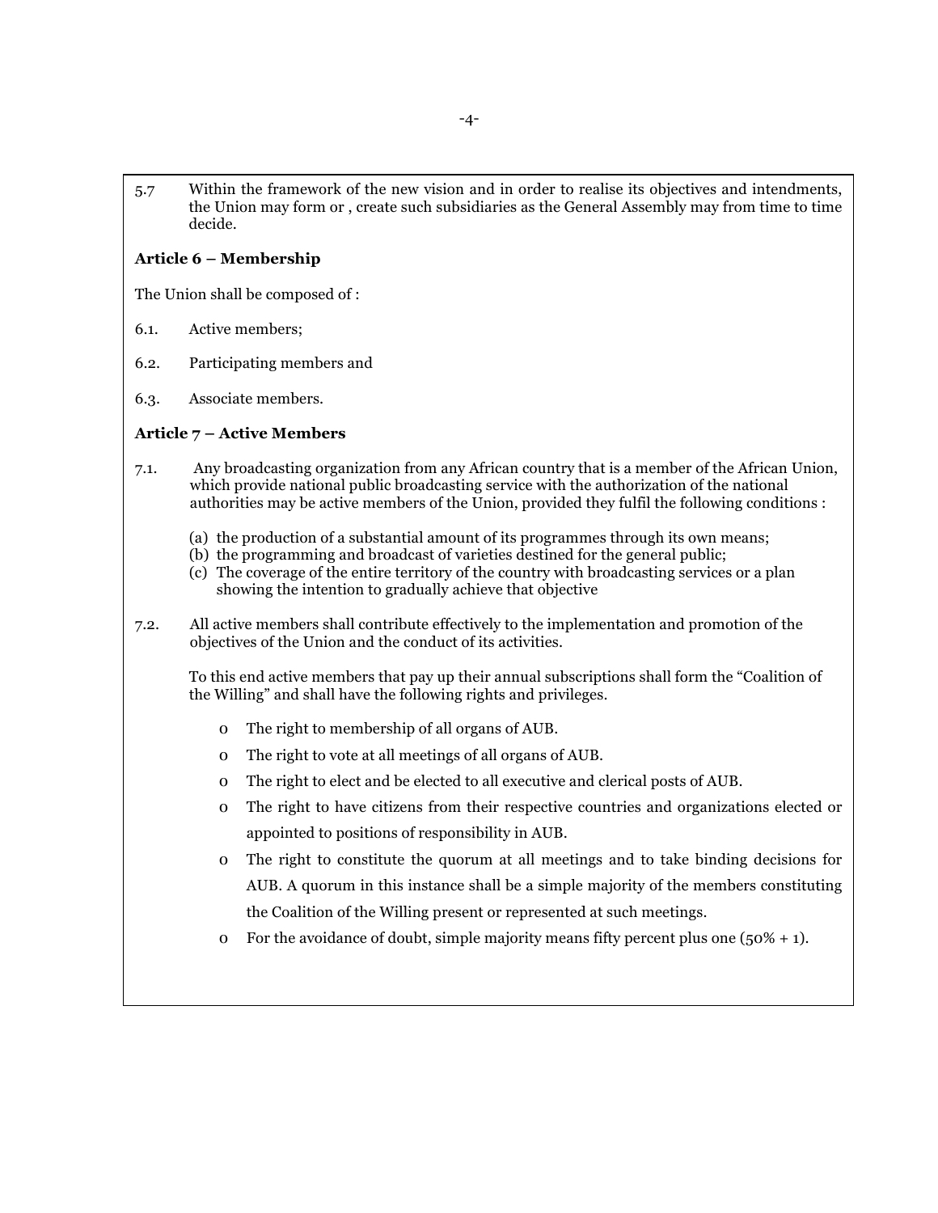5.7 Within the framework of the new vision and in order to realise its objectives and intendments, the Union may form or , create such subsidiaries as the General Assembly may from time to time decide.

**Article 6 – Membership**

The Union shall be composed of :

6.1. Active members;

6.2. Participating members and

6.3. Associate members.

**Article 7 – Active Members**

7.1. Any broadcasting organization from any African country that is a member of the African Union, which provide national public broadcasting service with the authorization of the national authorities may be active members of the Union, provided they fulfil the following conditions :

(a) the production of a substantial amount of its programmes through its own means;
(b) the programming and broadcast of varieties destined for the general public;
(c) The coverage of the entire territory of the country with broadcasting services or a plan showing the intention to gradually achieve that objective

7.2. All active members shall contribute effectively to the implementation and promotion of the objectives of the Union and the conduct of its activities.

To this end active members that pay up their annual subscriptions shall form the "Coalition of the Willing" and shall have the following rights and privileges.

- The right to membership of all organs of AUB.
- The right to vote at all meetings of all organs of AUB.
- The right to elect and be elected to all executive and clerical posts of AUB.
- The right to have citizens from their respective countries and organizations elected or appointed to positions of responsibility in AUB.
- The right to constitute the quorum at all meetings and to take binding decisions for AUB. A quorum in this instance shall be a simple majority of the members constituting the Coalition of the Willing present or represented at such meetings.
- For the avoidance of doubt, simple majority means fifty percent plus one (50% + 1).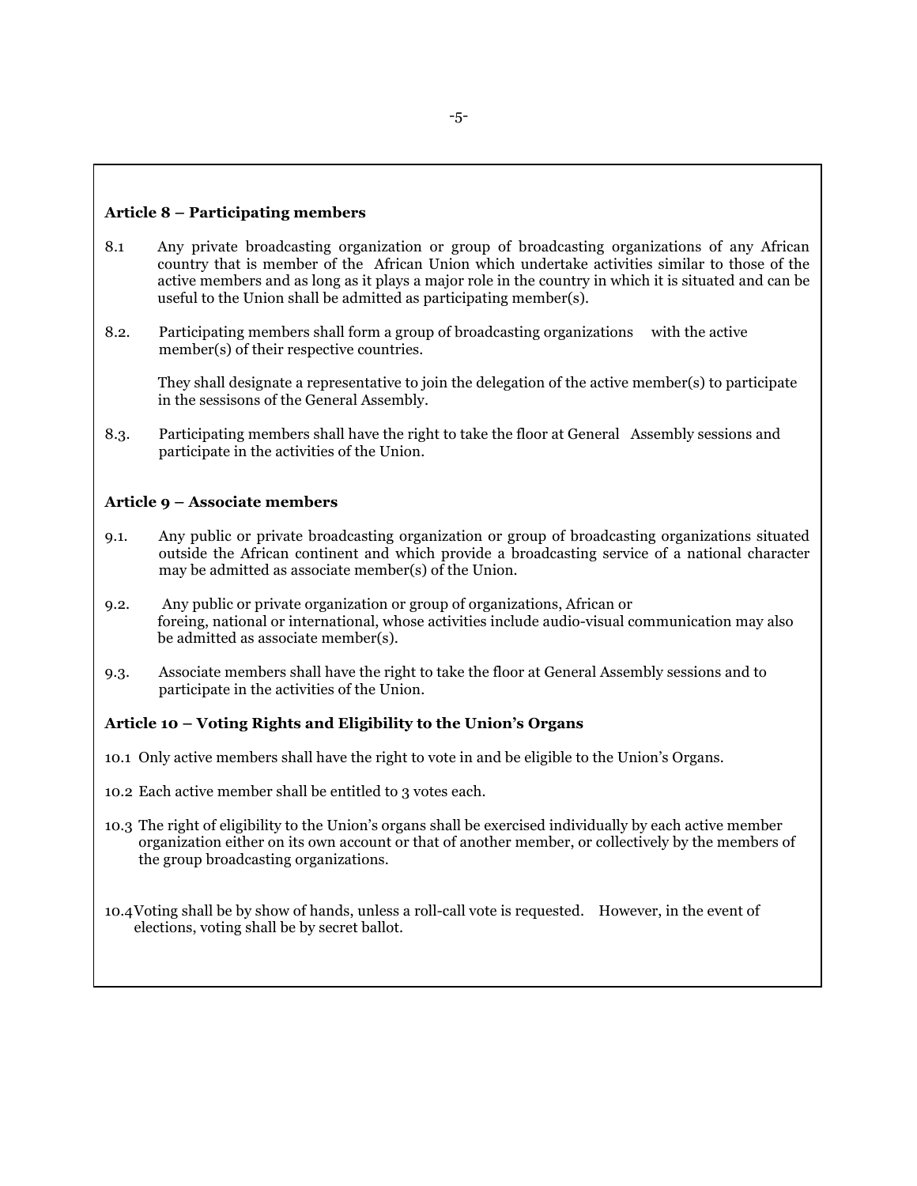**Article 8 – Participating members**

8.1 Any private broadcasting organization or group of broadcasting organizations of any African country that is member of the African Union which undertake activities similar to those of the active members and as long as it plays a major role in the country in which it is situated and can be useful to the Union shall be admitted as participating member(s).

8.2. Participating members shall form a group of broadcasting organizations with the active member(s) of their respective countries.

They shall designate a representative to join the delegation of the active member(s) to participate in the sessisons of the General Assembly.

8.3. Participating members shall have the right to take the floor at General Assembly sessions and participate in the activities of the Union.

**Article 9 – Associate members**

9.1. Any public or private broadcasting organization or group of broadcasting organizations situated outside the African continent and which provide a broadcasting service of a national character may be admitted as associate member(s) of the Union.

9.2. Any public or private organization or group of organizations, African or foreing, national or international, whose activities include audio-visual communication may also be admitted as associate member(s).

9.3. Associate members shall have the right to take the floor at General Assembly sessions and to participate in the activities of the Union.

**Article 10 – Voting Rights and Eligibility to the Union's Organs**

10.1 Only active members shall have the right to vote in and be eligible to the Union's Organs.

10.2 Each active member shall be entitled to 3 votes each.

10.3 The right of eligibility to the Union's organs shall be exercised individually by each active member organization either on its own account or that of another member, or collectively by the members of the group broadcasting organizations.

10.4 Voting shall be by show of hands, unless a roll-call vote is requested. However, in the event of elections, voting shall be by secret ballot.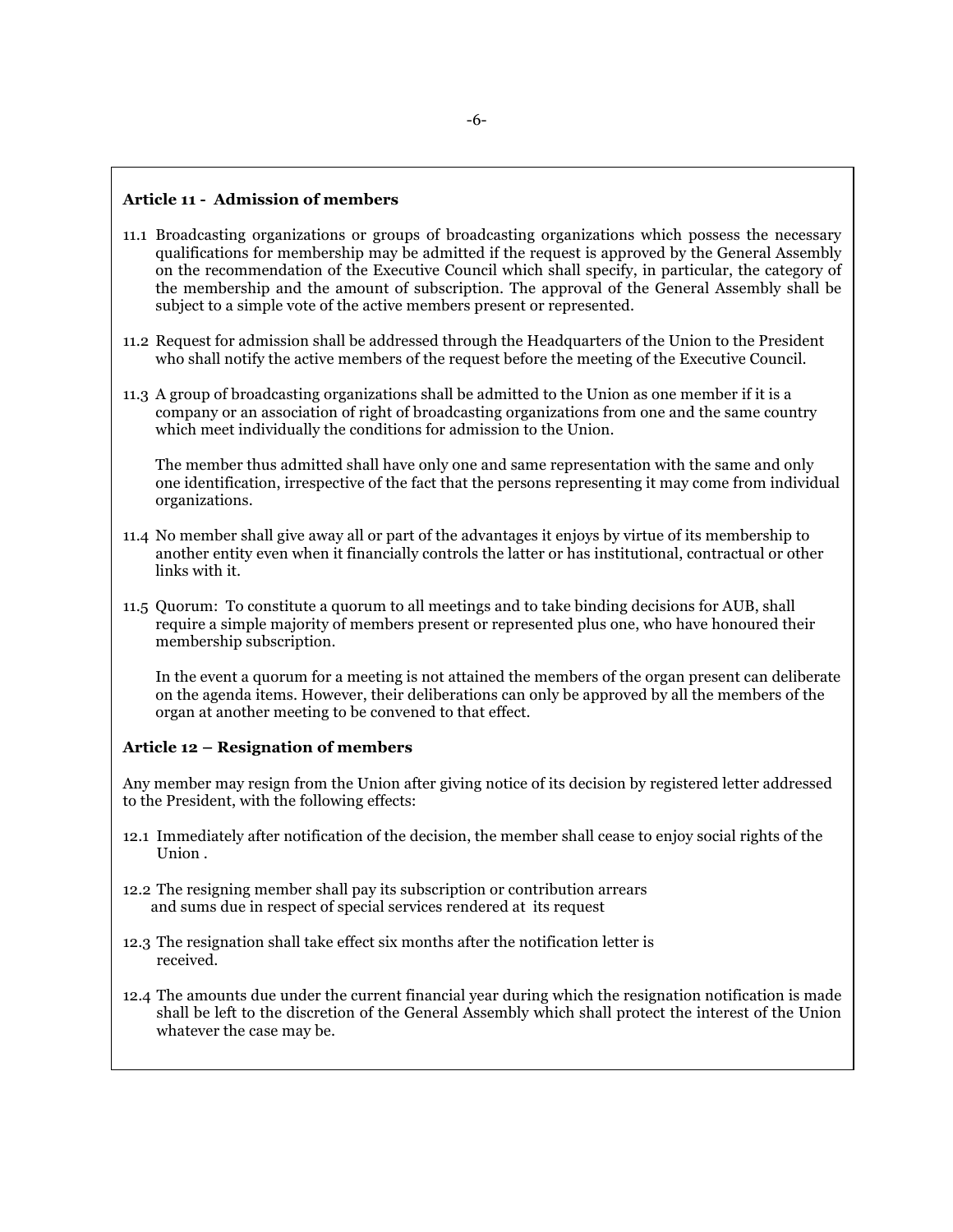### Article 11 - Admission of members

11.1 Broadcasting organizations or groups of broadcasting organizations which possess the necessary qualifications for membership may be admitted if the request is approved by the General Assembly on the recommendation of the Executive Council which shall specify, in particular, the category of the membership and the amount of subscription. The approval of the General Assembly shall be subject to a simple vote of the active members present or represented.

11.2 Request for admission shall be addressed through the Headquarters of the Union to the President who shall notify the active members of the request before the meeting of the Executive Council.

11.3 A group of broadcasting organizations shall be admitted to the Union as one member if it is a company or an association of right of broadcasting organizations from one and the same country which meet individually the conditions for admission to the Union.

The member thus admitted shall have only one and same representation with the same and only one identification, irrespective of the fact that the persons representing it may come from individual organizations.

11.4 No member shall give away all or part of the advantages it enjoys by virtue of its membership to another entity even when it financially controls the latter or has institutional, contractual or other links with it.

11.5 Quorum: To constitute a quorum to all meetings and to take binding decisions for AUB, shall require a simple majority of members present or represented plus one, who have honoured their membership subscription.

In the event a quorum for a meeting is not attained the members of the organ present can deliberate on the agenda items. However, their deliberations can only be approved by all the members of the organ at another meeting to be convened to that effect.

### Article 12 – Resignation of members

Any member may resign from the Union after giving notice of its decision by registered letter addressed to the President, with the following effects:

12.1 Immediately after notification of the decision, the member shall cease to enjoy social rights of the Union .

12.2 The resigning member shall pay its subscription or contribution arrears and sums due in respect of special services rendered at its request

12.3 The resignation shall take effect six months after the notification letter is received.

12.4 The amounts due under the current financial year during which the resignation notification is made shall be left to the discretion of the General Assembly which shall protect the interest of the Union whatever the case may be.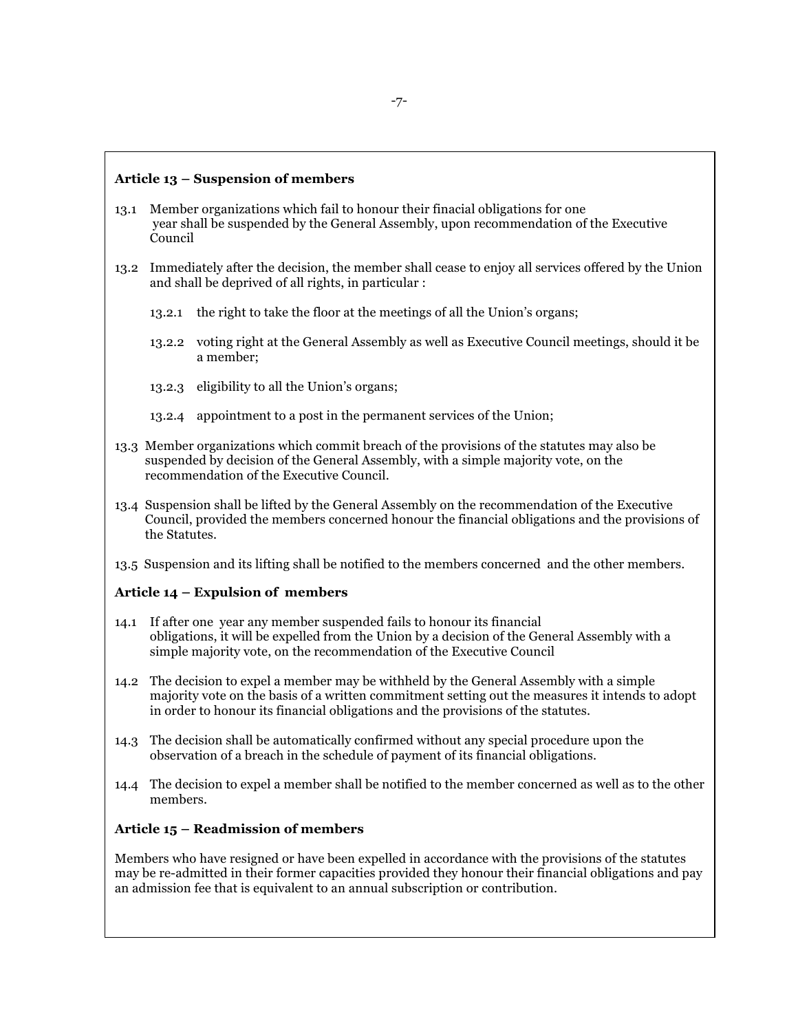**Article 13 – Suspension of members**

13.1 Member organizations which fail to honour their finacial obligations for one year shall be suspended by the General Assembly, upon recommendation of the Executive Council

13.2 Immediately after the decision, the member shall cease to enjoy all services offered by the Union and shall be deprived of all rights, in particular :

- 13.2.1 the right to take the floor at the meetings of all the Union's organs;
- 13.2.2 voting right at the General Assembly as well as Executive Council meetings, should it be a member;
- 13.2.3 eligibility to all the Union's organs;
- 13.2.4 appointment to a post in the permanent services of the Union;

13.3 Member organizations which commit breach of the provisions of the statutes may also be suspended by decision of the General Assembly, with a simple majority vote, on the recommendation of the Executive Council.

13.4 Suspension shall be lifted by the General Assembly on the recommendation of the Executive Council, provided the members concerned honour the financial obligations and the provisions of the Statutes.

13.5 Suspension and its lifting shall be notified to the members concerned and the other members.

**Article 14 – Expulsion of members**

14.1 If after one year any member suspended fails to honour its financial obligations, it will be expelled from the Union by a decision of the General Assembly with a simple majority vote, on the recommendation of the Executive Council

14.2 The decision to expel a member may be withheld by the General Assembly with a simple majority vote on the basis of a written commitment setting out the measures it intends to adopt in order to honour its financial obligations and the provisions of the statutes.

14.3 The decision shall be automatically confirmed without any special procedure upon the observation of a breach in the schedule of payment of its financial obligations.

14.4 The decision to expel a member shall be notified to the member concerned as well as to the other members.

**Article 15 – Readmission of members**

Members who have resigned or have been expelled in accordance with the provisions of the statutes may be re-admitted in their former capacities provided they honour their financial obligations and pay an admission fee that is equivalent to an annual subscription or contribution.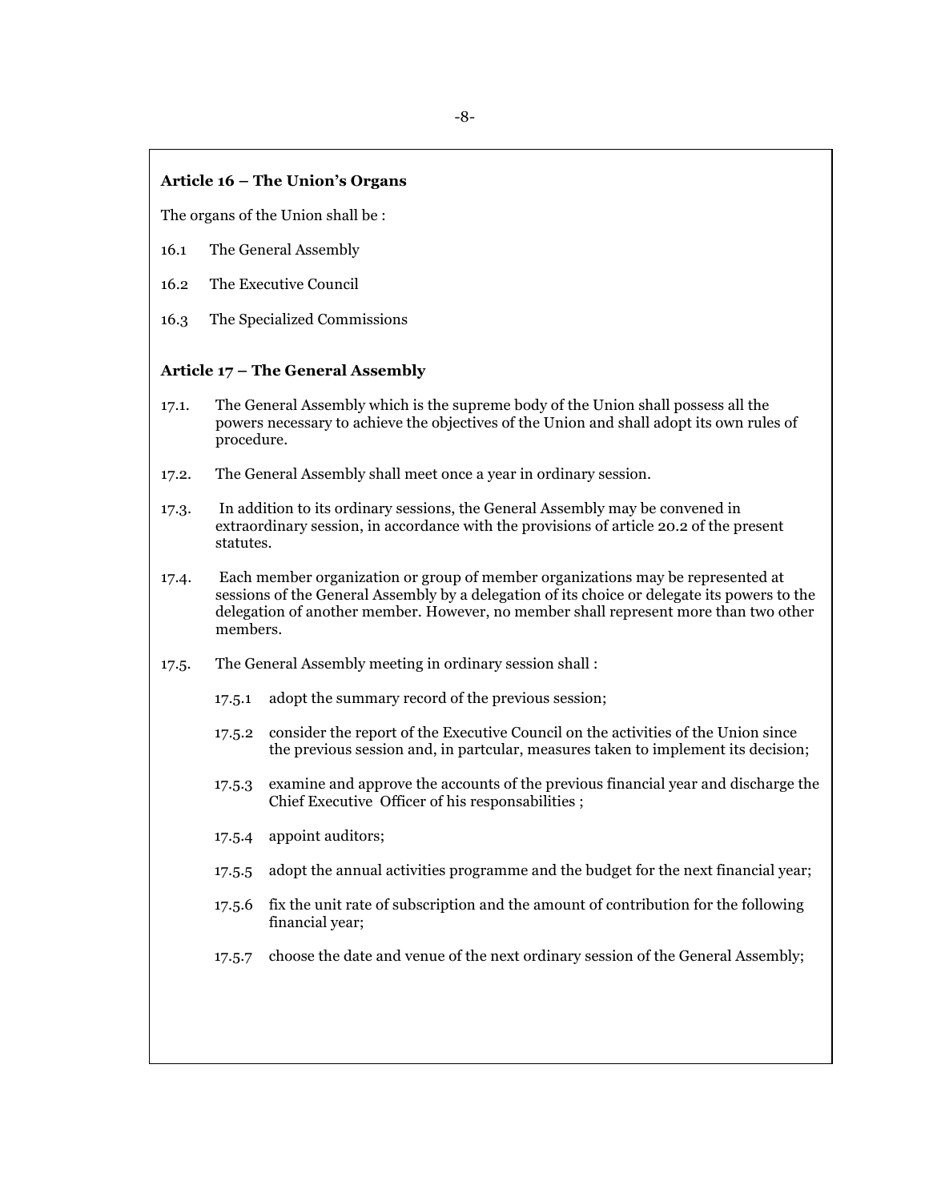**Article 16 – The Union's Organs**

The organs of the Union shall be :

16.1 The General Assembly

16.2 The Executive Council

16.3 The Specialized Commissions

**Article 17 – The General Assembly**

17.1. The General Assembly which is the supreme body of the Union shall possess all the powers necessary to achieve the objectives of the Union and shall adopt its own rules of procedure.

17.2. The General Assembly shall meet once a year in ordinary session.

17.3. In addition to its ordinary sessions, the General Assembly may be convened in extraordinary session, in accordance with the provisions of article 20.2 of the present statutes.

17.4. Each member organization or group of member organizations may be represented at sessions of the General Assembly by a delegation of its choice or delegate its powers to the delegation of another member. However, no member shall represent more than two other members.

17.5. The General Assembly meeting in ordinary session shall :

- 17.5.1 adopt the summary record of the previous session;
- 17.5.2 consider the report of the Executive Council on the activities of the Union since the previous session and, in partcular, measures taken to implement its decision;
- 17.5.3 examine and approve the accounts of the previous financial year and discharge the Chief Executive Officer of his responsabilities ;
- 17.5.4 appoint auditors;
- 17.5.5 adopt the annual activities programme and the budget for the next financial year;
- 17.5.6 fix the unit rate of subscription and the amount of contribution for the following financial year;
- 17.5.7 choose the date and venue of the next ordinary session of the General Assembly;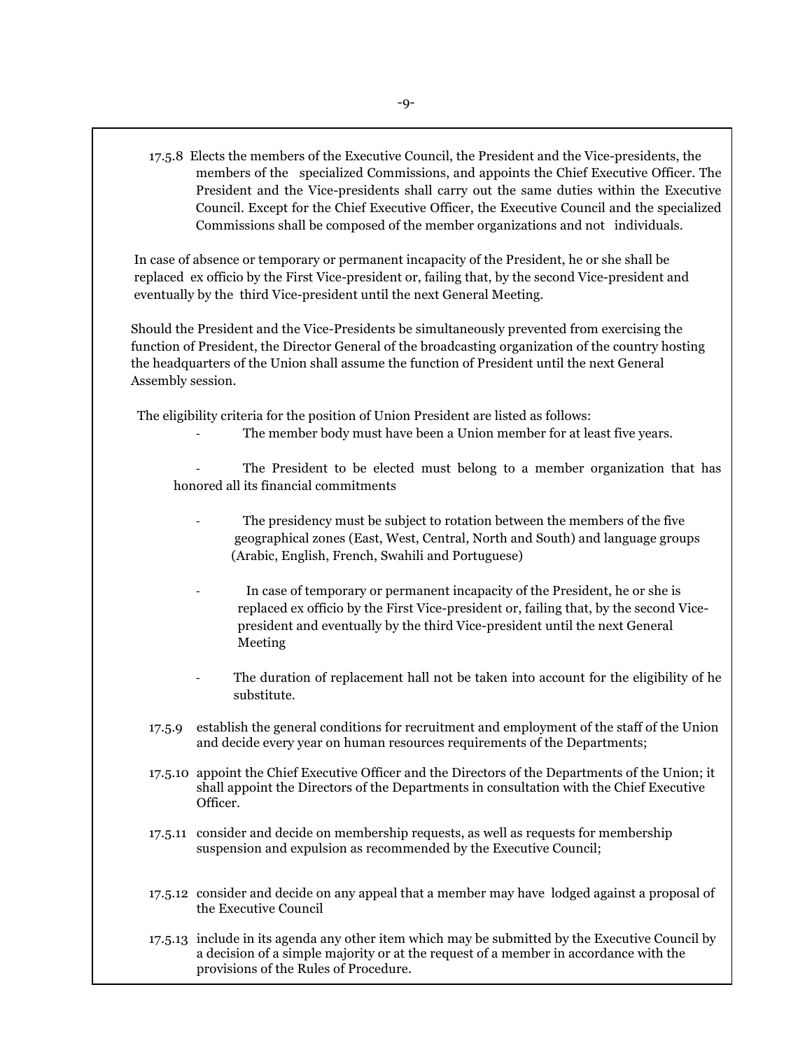17.5.8 Elects the members of the Executive Council, the President and the Vice-presidents, the members of the specialized Commissions, and appoints the Chief Executive Officer. The President and the Vice-presidents shall carry out the same duties within the Executive Council. Except for the Chief Executive Officer, the Executive Council and the specialized Commissions shall be composed of the member organizations and not individuals.

In case of absence or temporary or permanent incapacity of the President, he or she shall be replaced ex officio by the First Vice-president or, failing that, by the second Vice-president and eventually by the third Vice-president until the next General Meeting.

Should the President and the Vice-Presidents be simultaneously prevented from exercising the function of President, the Director General of the broadcasting organization of the country hosting the headquarters of the Union shall assume the function of President until the next General Assembly session.

The eligibility criteria for the position of Union President are listed as follows:

- The member body must have been a Union member for at least five years.
- The President to be elected must belong to a member organization that has honored all its financial commitments
- The presidency must be subject to rotation between the members of the five geographical zones (East, West, Central, North and South) and language groups (Arabic, English, French, Swahili and Portuguese)
- In case of temporary or permanent incapacity of the President, he or she is replaced ex officio by the First Vice-president or, failing that, by the second Vice-president and eventually by the third Vice-president until the next General Meeting
- The duration of replacement hall not be taken into account for the eligibility of he substitute.

17.5.9 establish the general conditions for recruitment and employment of the staff of the Union and decide every year on human resources requirements of the Departments;

17.5.10 appoint the Chief Executive Officer and the Directors of the Departments of the Union; it shall appoint the Directors of the Departments in consultation with the Chief Executive Officer.

17.5.11 consider and decide on membership requests, as well as requests for membership suspension and expulsion as recommended by the Executive Council;

17.5.12 consider and decide on any appeal that a member may have lodged against a proposal of the Executive Council

17.5.13 include in its agenda any other item which may be submitted by the Executive Council by a decision of a simple majority or at the request of a member in accordance with the provisions of the Rules of Procedure.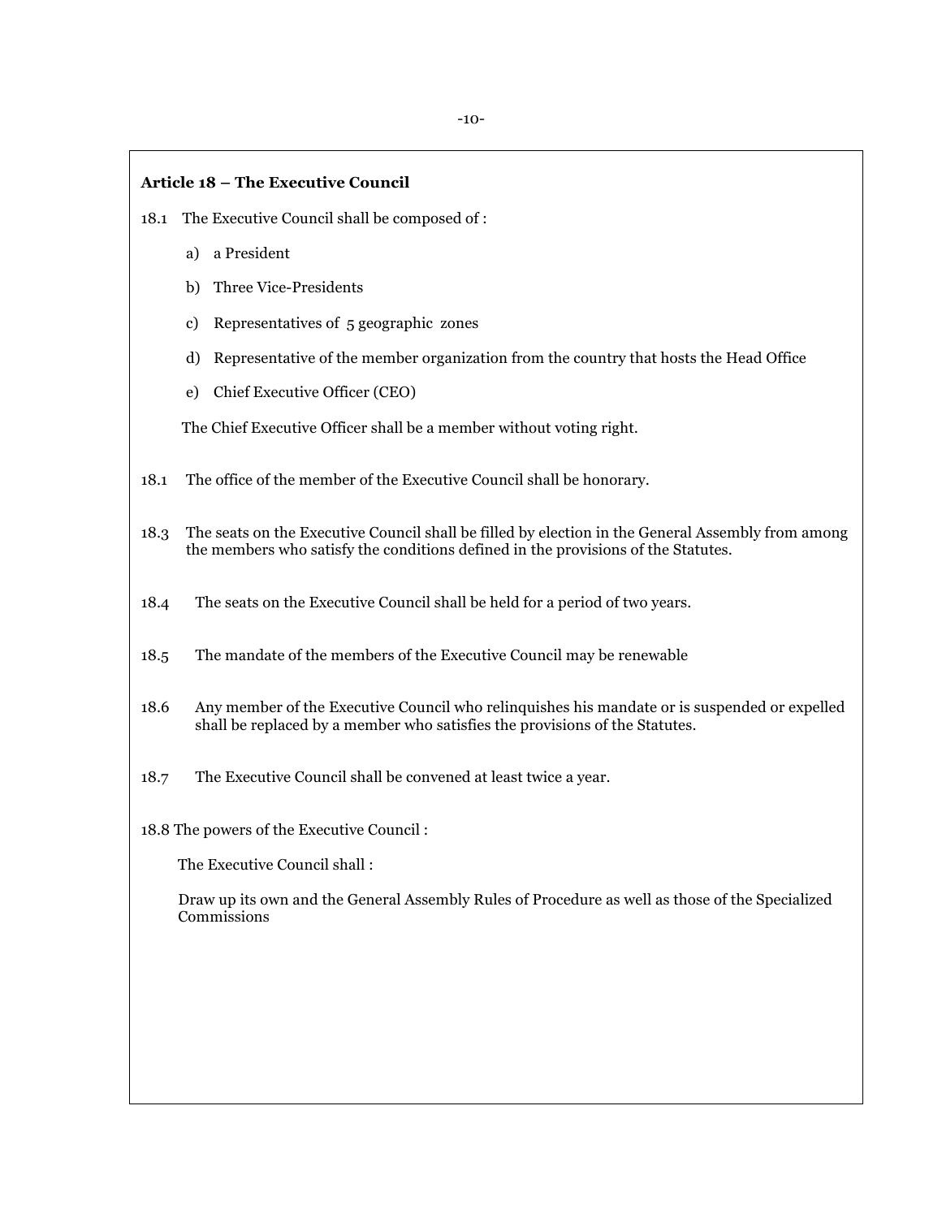### Article 18 – The Executive Council

18.1 The Executive Council shall be composed of :

a) a President

b) Three Vice-Presidents

c) Representatives of 5 geographic zones

d) Representative of the member organization from the country that hosts the Head Office

e) Chief Executive Officer (CEO)

The Chief Executive Officer shall be a member without voting right.

18.1 The office of the member of the Executive Council shall be honorary.

18.3 The seats on the Executive Council shall be filled by election in the General Assembly from among the members who satisfy the conditions defined in the provisions of the Statutes.

18.4 The seats on the Executive Council shall be held for a period of two years.

18.5 The mandate of the members of the Executive Council may be renewable

18.6 Any member of the Executive Council who relinquishes his mandate or is suspended or expelled shall be replaced by a member who satisfies the provisions of the Statutes.

18.7 The Executive Council shall be convened at least twice a year.

18.8 The powers of the Executive Council :

The Executive Council shall :

Draw up its own and the General Assembly Rules of Procedure as well as those of the Specialized Commissions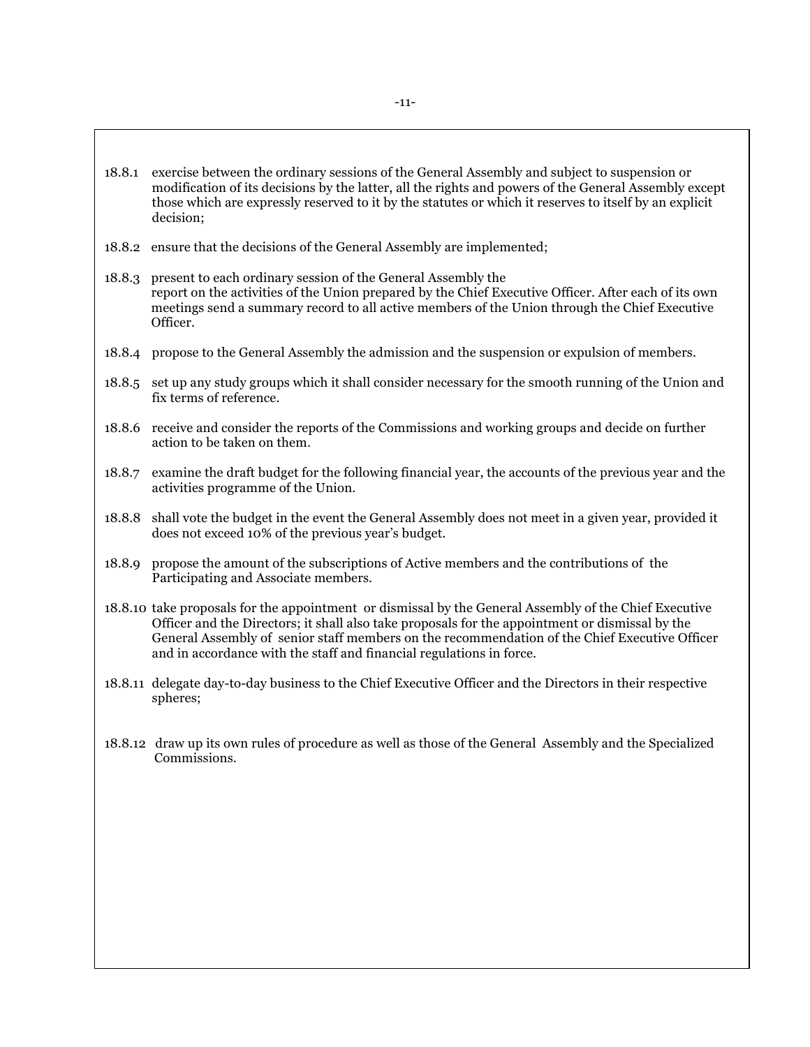18.8.1 exercise between the ordinary sessions of the General Assembly and subject to suspension or modification of its decisions by the latter, all the rights and powers of the General Assembly except those which are expressly reserved to it by the statutes or which it reserves to itself by an explicit decision;

18.8.2 ensure that the decisions of the General Assembly are implemented;

18.8.3 present to each ordinary session of the General Assembly the report on the activities of the Union prepared by the Chief Executive Officer. After each of its own meetings send a summary record to all active members of the Union through the Chief Executive Officer.

18.8.4 propose to the General Assembly the admission and the suspension or expulsion of members.

18.8.5 set up any study groups which it shall consider necessary for the smooth running of the Union and fix terms of reference.

18.8.6 receive and consider the reports of the Commissions and working groups and decide on further action to be taken on them.

18.8.7 examine the draft budget for the following financial year, the accounts of the previous year and the activities programme of the Union.

18.8.8 shall vote the budget in the event the General Assembly does not meet in a given year, provided it does not exceed 10% of the previous year's budget.

18.8.9 propose the amount of the subscriptions of Active members and the contributions of the Participating and Associate members.

18.8.10 take proposals for the appointment or dismissal by the General Assembly of the Chief Executive Officer and the Directors; it shall also take proposals for the appointment or dismissal by the General Assembly of senior staff members on the recommendation of the Chief Executive Officer and in accordance with the staff and financial regulations in force.

18.8.11 delegate day-to-day business to the Chief Executive Officer and the Directors in their respective spheres;

18.8.12 draw up its own rules of procedure as well as those of the General Assembly and the Specialized Commissions.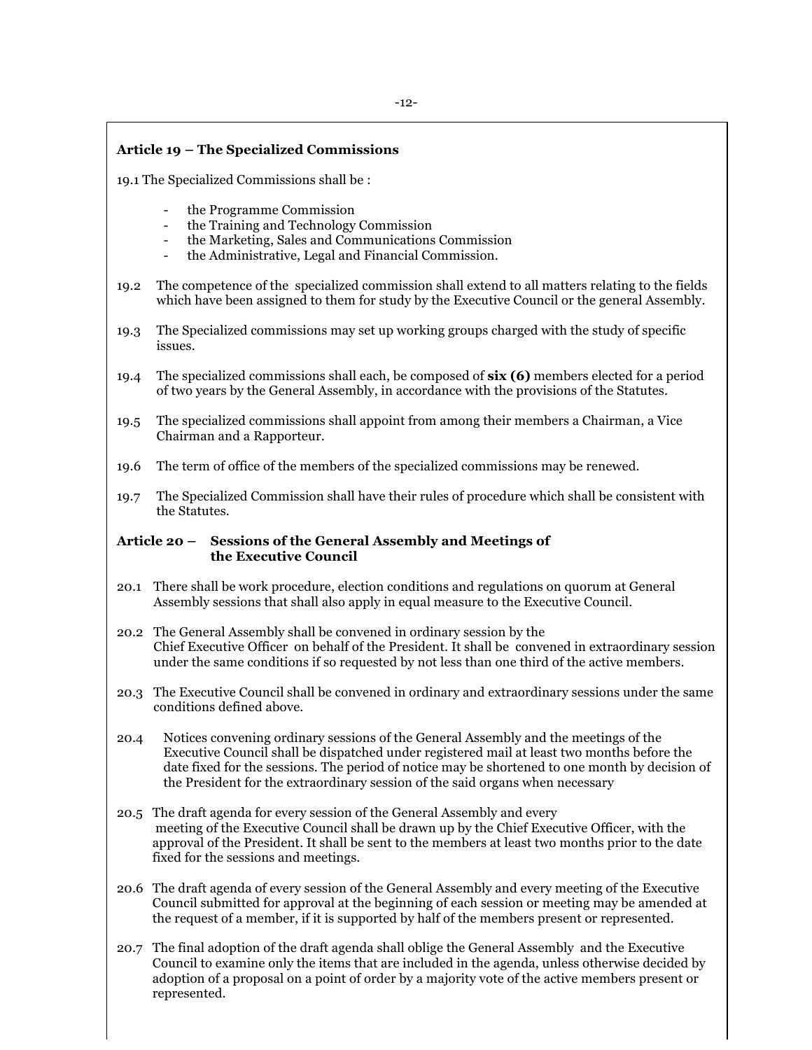### Article 19 – The Specialized Commissions

19.1 The Specialized Commissions shall be :

- the Programme Commission
- the Training and Technology Commission
- the Marketing, Sales and Communications Commission
- the Administrative, Legal and Financial Commission.

19.2 The competence of the specialized commission shall extend to all matters relating to the fields which have been assigned to them for study by the Executive Council or the general Assembly.

19.3 The Specialized commissions may set up working groups charged with the study of specific issues.

19.4 The specialized commissions shall each, be composed of **six (6)** members elected for a period of two years by the General Assembly, in accordance with the provisions of the Statutes.

19.5 The specialized commissions shall appoint from among their members a Chairman, a Vice Chairman and a Rapporteur.

19.6 The term of office of the members of the specialized commissions may be renewed.

19.7 The Specialized Commission shall have their rules of procedure which shall be consistent with the Statutes.

### Article 20 – Sessions of the General Assembly and Meetings of the Executive Council

20.1 There shall be work procedure, election conditions and regulations on quorum at General Assembly sessions that shall also apply in equal measure to the Executive Council.

20.2 The General Assembly shall be convened in ordinary session by the Chief Executive Officer on behalf of the President. It shall be convened in extraordinary session under the same conditions if so requested by not less than one third of the active members.

20.3 The Executive Council shall be convened in ordinary and extraordinary sessions under the same conditions defined above.

20.4 Notices convening ordinary sessions of the General Assembly and the meetings of the Executive Council shall be dispatched under registered mail at least two months before the date fixed for the sessions. The period of notice may be shortened to one month by decision of the President for the extraordinary session of the said organs when necessary

20.5 The draft agenda for every session of the General Assembly and every meeting of the Executive Council shall be drawn up by the Chief Executive Officer, with the approval of the President. It shall be sent to the members at least two months prior to the date fixed for the sessions and meetings.

20.6 The draft agenda of every session of the General Assembly and every meeting of the Executive Council submitted for approval at the beginning of each session or meeting may be amended at the request of a member, if it is supported by half of the members present or represented.

20.7 The final adoption of the draft agenda shall oblige the General Assembly and the Executive Council to examine only the items that are included in the agenda, unless otherwise decided by adoption of a proposal on a point of order by a majority vote of the active members present or represented.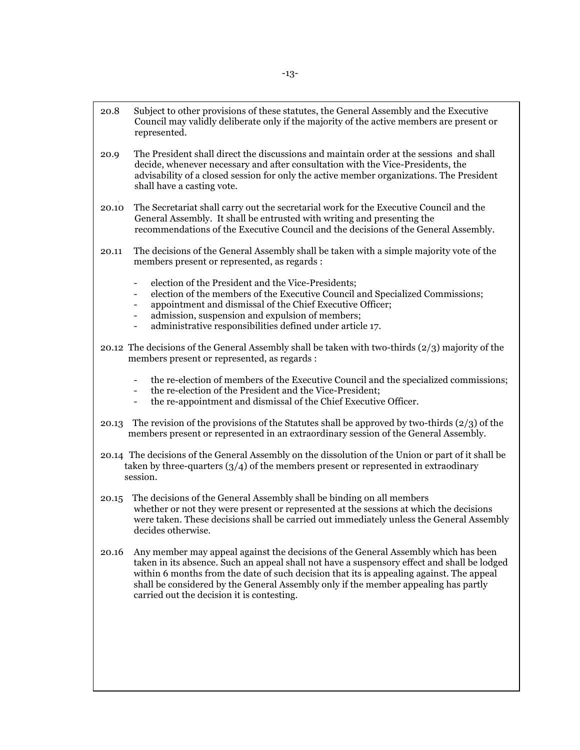20.8 Subject to other provisions of these statutes, the General Assembly and the Executive Council may validly deliberate only if the majority of the active members are present or represented.

20.9 The President shall direct the discussions and maintain order at the sessions and shall decide, whenever necessary and after consultation with the Vice-Presidents, the advisability of a closed session for only the active member organizations. The President shall have a casting vote.

20.10 The Secretariat shall carry out the secretarial work for the Executive Council and the General Assembly. It shall be entrusted with writing and presenting the recommendations of the Executive Council and the decisions of the General Assembly.

20.11 The decisions of the General Assembly shall be taken with a simple majority vote of the members present or represented, as regards :

- election of the President and the Vice-Presidents;
- election of the members of the Executive Council and Specialized Commissions;
- appointment and dismissal of the Chief Executive Officer;
- admission, suspension and expulsion of members;
- administrative responsibilities defined under article 17.

20.12 The decisions of the General Assembly shall be taken with two-thirds (2/3) majority of the members present or represented, as regards :

- the re-election of members of the Executive Council and the specialized commissions;
- the re-election of the President and the Vice-President;
- the re-appointment and dismissal of the Chief Executive Officer.

20.13 The revision of the provisions of the Statutes shall be approved by two-thirds (2/3) of the members present or represented in an extraordinary session of the General Assembly.

20.14 The decisions of the General Assembly on the dissolution of the Union or part of it shall be taken by three-quarters (3/4) of the members present or represented in extraodinary session.

20.15 The decisions of the General Assembly shall be binding on all members whether or not they were present or represented at the sessions at which the decisions were taken. These decisions shall be carried out immediately unless the General Assembly decides otherwise.

20.16 Any member may appeal against the decisions of the General Assembly which has been taken in its absence. Such an appeal shall not have a suspensory effect and shall be lodged within 6 months from the date of such decision that its is appealing against. The appeal shall be considered by the General Assembly only if the member appealing has partly carried out the decision it is contesting.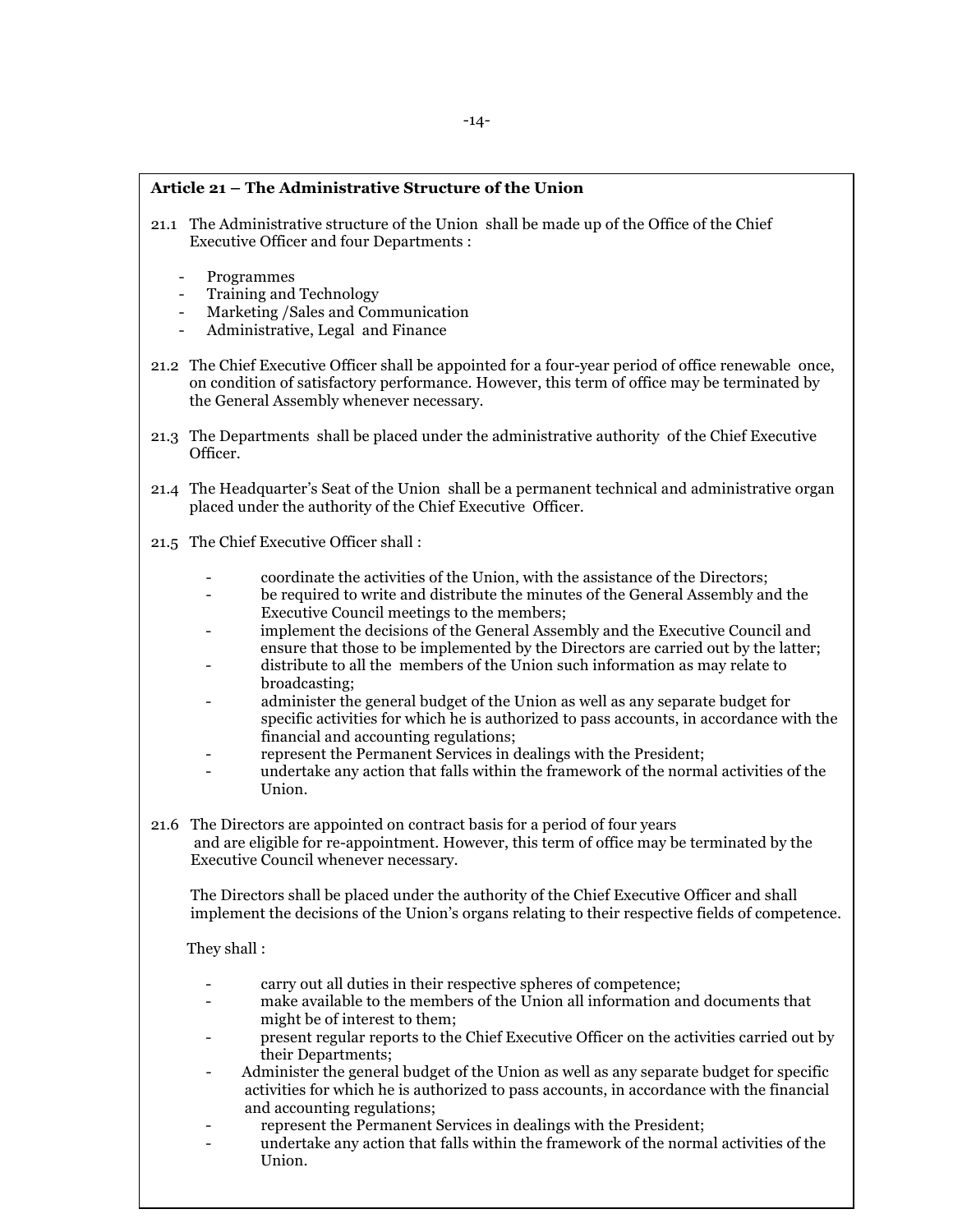**Article 21 – The Administrative Structure of the Union**

21.1 The Administrative structure of the Union shall be made up of the Office of the Chief Executive Officer and four Departments :

- Programmes
- Training and Technology
- Marketing /Sales and Communication
- Administrative, Legal and Finance

21.2 The Chief Executive Officer shall be appointed for a four-year period of office renewable once, on condition of satisfactory performance. However, this term of office may be terminated by the General Assembly whenever necessary.

21.3 The Departments shall be placed under the administrative authority of the Chief Executive Officer.

21.4 The Headquarter's Seat of the Union shall be a permanent technical and administrative organ placed under the authority of the Chief Executive Officer.

21.5 The Chief Executive Officer shall :

- coordinate the activities of the Union, with the assistance of the Directors;
- be required to write and distribute the minutes of the General Assembly and the Executive Council meetings to the members;
- implement the decisions of the General Assembly and the Executive Council and ensure that those to be implemented by the Directors are carried out by the latter;
- distribute to all the members of the Union such information as may relate to broadcasting;
- administer the general budget of the Union as well as any separate budget for specific activities for which he is authorized to pass accounts, in accordance with the financial and accounting regulations;
- represent the Permanent Services in dealings with the President;
- undertake any action that falls within the framework of the normal activities of the Union.

21.6 The Directors are appointed on contract basis for a period of four years and are eligible for re-appointment. However, this term of office may be terminated by the Executive Council whenever necessary.

The Directors shall be placed under the authority of the Chief Executive Officer and shall implement the decisions of the Union's organs relating to their respective fields of competence.

They shall :

- carry out all duties in their respective spheres of competence;
- make available to the members of the Union all information and documents that might be of interest to them;
- present regular reports to the Chief Executive Officer on the activities carried out by their Departments;
- Administer the general budget of the Union as well as any separate budget for specific activities for which he is authorized to pass accounts, in accordance with the financial and accounting regulations;
- represent the Permanent Services in dealings with the President;
- undertake any action that falls within the framework of the normal activities of the Union.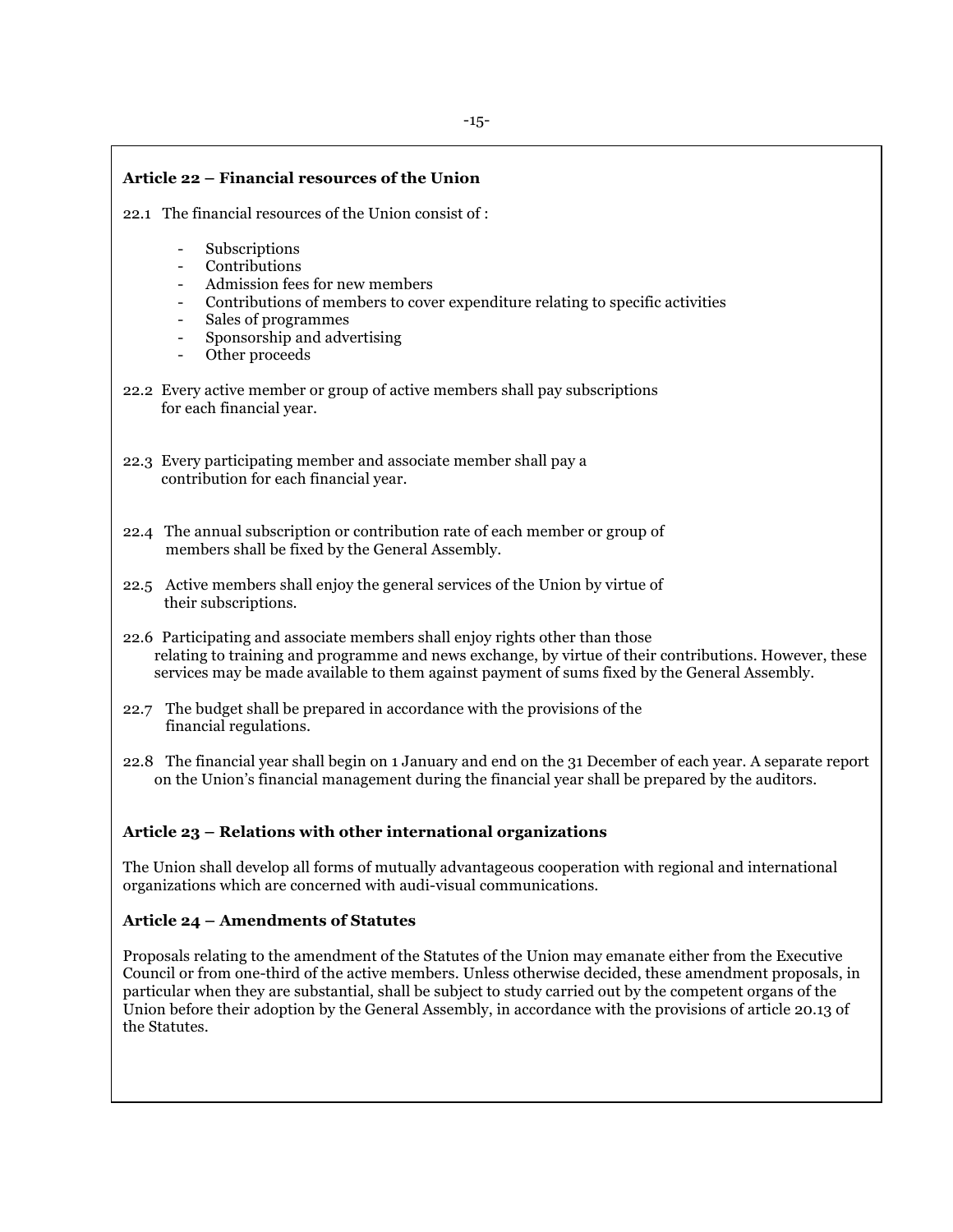### Article 22 – Financial resources of the Union

22.1 The financial resources of the Union consist of :

- Subscriptions
- Contributions
- Admission fees for new members
- Contributions of members to cover expenditure relating to specific activities
- Sales of programmes
- Sponsorship and advertising
- Other proceeds

22.2 Every active member or group of active members shall pay subscriptions for each financial year.

22.3 Every participating member and associate member shall pay a contribution for each financial year.

22.4 The annual subscription or contribution rate of each member or group of members shall be fixed by the General Assembly.

22.5 Active members shall enjoy the general services of the Union by virtue of their subscriptions.

22.6 Participating and associate members shall enjoy rights other than those relating to training and programme and news exchange, by virtue of their contributions. However, these services may be made available to them against payment of sums fixed by the General Assembly.

22.7 The budget shall be prepared in accordance with the provisions of the financial regulations.

22.8 The financial year shall begin on 1 January and end on the 31 December of each year. A separate report on the Union's financial management during the financial year shall be prepared by the auditors.

### Article 23 – Relations with other international organizations

The Union shall develop all forms of mutually advantageous cooperation with regional and international organizations which are concerned with audi-visual communications.

### Article 24 – Amendments of Statutes

Proposals relating to the amendment of the Statutes of the Union may emanate either from the Executive Council or from one-third of the active members. Unless otherwise decided, these amendment proposals, in particular when they are substantial, shall be subject to study carried out by the competent organs of the Union before their adoption by the General Assembly, in accordance with the provisions of article 20.13 of the Statutes.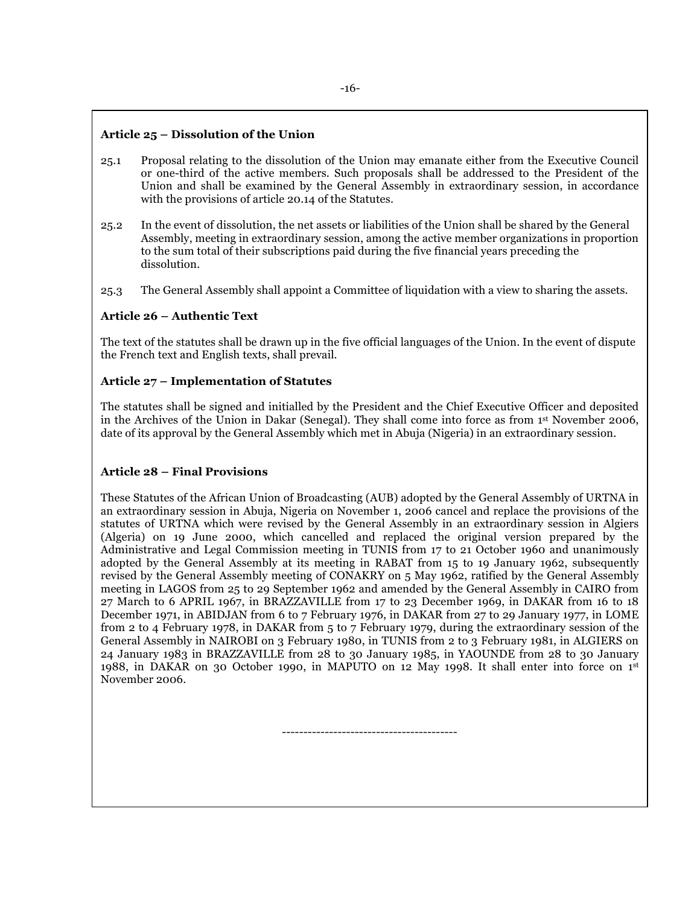### Article 25 – Dissolution of the Union

25.1 Proposal relating to the dissolution of the Union may emanate either from the Executive Council or one-third of the active members. Such proposals shall be addressed to the President of the Union and shall be examined by the General Assembly in extraordinary session, in accordance with the provisions of article 20.14 of the Statutes.

25.2 In the event of dissolution, the net assets or liabilities of the Union shall be shared by the General Assembly, meeting in extraordinary session, among the active member organizations in proportion to the sum total of their subscriptions paid during the five financial years preceding the dissolution.

25.3 The General Assembly shall appoint a Committee of liquidation with a view to sharing the assets.

### Article 26 – Authentic Text

The text of the statutes shall be drawn up in the five official languages of the Union. In the event of dispute the French text and English texts, shall prevail.

### Article 27 – Implementation of Statutes

The statutes shall be signed and initialled by the President and the Chief Executive Officer and deposited in the Archives of the Union in Dakar (Senegal). They shall come into force as from 1st November 2006, date of its approval by the General Assembly which met in Abuja (Nigeria) in an extraordinary session.

### Article 28 – Final Provisions

These Statutes of the African Union of Broadcasting (AUB) adopted by the General Assembly of URTNA in an extraordinary session in Abuja, Nigeria on November 1, 2006 cancel and replace the provisions of the statutes of URTNA which were revised by the General Assembly in an extraordinary session in Algiers (Algeria) on 19 June 2000, which cancelled and replaced the original version prepared by the Administrative and Legal Commission meeting in TUNIS from 17 to 21 October 1960 and unanimously adopted by the General Assembly at its meeting in RABAT from 15 to 19 January 1962, subsequently revised by the General Assembly meeting of CONAKRY on 5 May 1962, ratified by the General Assembly meeting in LAGOS from 25 to 29 September 1962 and amended by the General Assembly in CAIRO from 27 March to 6 APRIL 1967, in BRAZZAVILLE from 17 to 23 December 1969, in DAKAR from 16 to 18 December 1971, in ABIDJAN from 6 to 7 February 1976, in DAKAR from 27 to 29 January 1977, in LOME from 2 to 4 February 1978, in DAKAR from 5 to 7 February 1979, during the extraordinary session of the General Assembly in NAIROBI on 3 February 1980, in TUNIS from 2 to 3 February 1981, in ALGIERS on 24 January 1983 in BRAZZAVILLE from 28 to 30 January 1985, in YAOUNDE from 28 to 30 January 1988, in DAKAR on 30 October 1990, in MAPUTO on 12 May 1998. It shall enter into force on 1st November 2006.

----------------------------------------